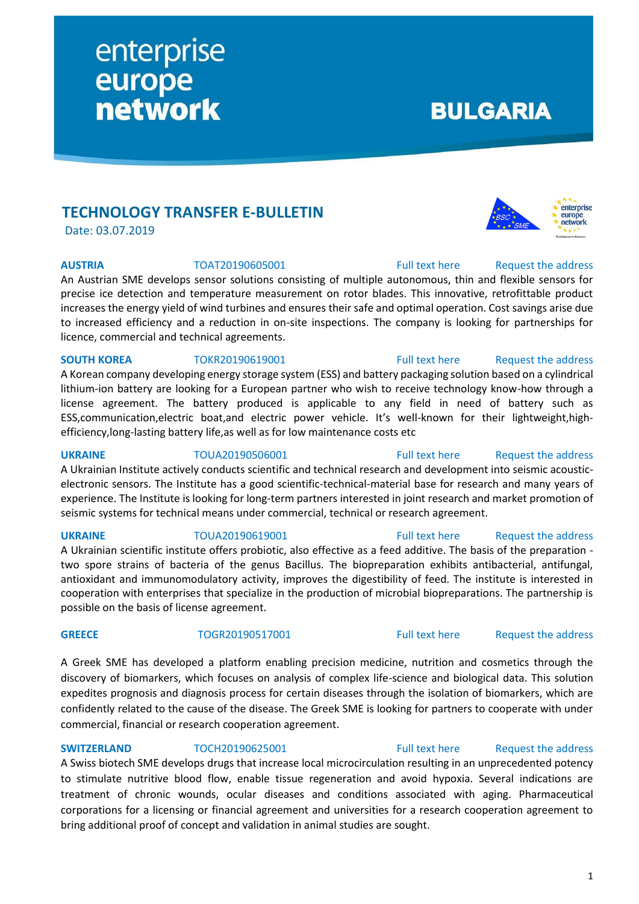enterprise europe network

BULGARIA

## TECHNOLOGY TRANSFER E-BULLETIN

Date: 03.07.2019

**AUSTRIA** TOAT20190605001 Full text here Request the address

An Austrian SME develops sensor solutions consisting of multiple autonomous, thin and flexible sensors for precise ice detection and temperature measurement on rotor blades. This innovative, retrofittable product increases the energy yield of wind turbines and ensures their safe and optimal operation. Cost savings arise due to increased efficiency and a reduction in on-site inspections. The company is looking for partnerships for licence, commercial and technical agreements.

**SOUTH KOREA** TOKR20190619001 Full text here Request the address

A Korean company developing energy storage system (ESS) and battery packaging solution based on a cylindrical lithium-ion battery are looking for a European partner who wish to receive technology know-how through a license agreement. The battery produced is applicable to any field in need of battery such as ESS,communication,electric boat,and electric power vehicle. It's well-known for their lightweight,high-efficiency,long-lasting battery life,as well as for low maintenance costs etc

**UKRAINE** TOUA20190506001 Full text here Request the address

A Ukrainian Institute actively conducts scientific and technical research and development into seismic acoustic-electronic sensors. The Institute has a good scientific-technical-material base for research and many years of experience. The Institute is looking for long-term partners interested in joint research and market promotion of seismic systems for technical means under commercial, technical or research agreement.

**UKRAINE** TOUA20190619001 Full text here Request the address

A Ukrainian scientific institute offers probiotic, also effective as a feed additive. The basis of the preparation - two spore strains of bacteria of the genus Bacillus. The biopreparation exhibits antibacterial, antifungal, antioxidant and immunomodulatory activity, improves the digestibility of feed. The institute is interested in cooperation with enterprises that specialize in the production of microbial biopreparations. The partnership is possible on the basis of license agreement.

**GREECE** TOGR20190517001 Full text here Request the address

A Greek SME has developed a platform enabling precision medicine, nutrition and cosmetics through the discovery of biomarkers, which focuses on analysis of complex life-science and biological data. This solution expedites prognosis and diagnosis process for certain diseases through the isolation of biomarkers, which are confidently related to the cause of the disease. The Greek SME is looking for partners to cooperate with under commercial, financial or research cooperation agreement.

**SWITZERLAND** TOCH20190625001 Full text here Request the address

A Swiss biotech SME develops drugs that increase local microcirculation resulting in an unprecedented potency to stimulate nutritive blood flow, enable tissue regeneration and avoid hypoxia. Several indications are treatment of chronic wounds, ocular diseases and conditions associated with aging. Pharmaceutical corporations for a licensing or financial agreement and universities for a research cooperation agreement to bring additional proof of concept and validation in animal studies are sought.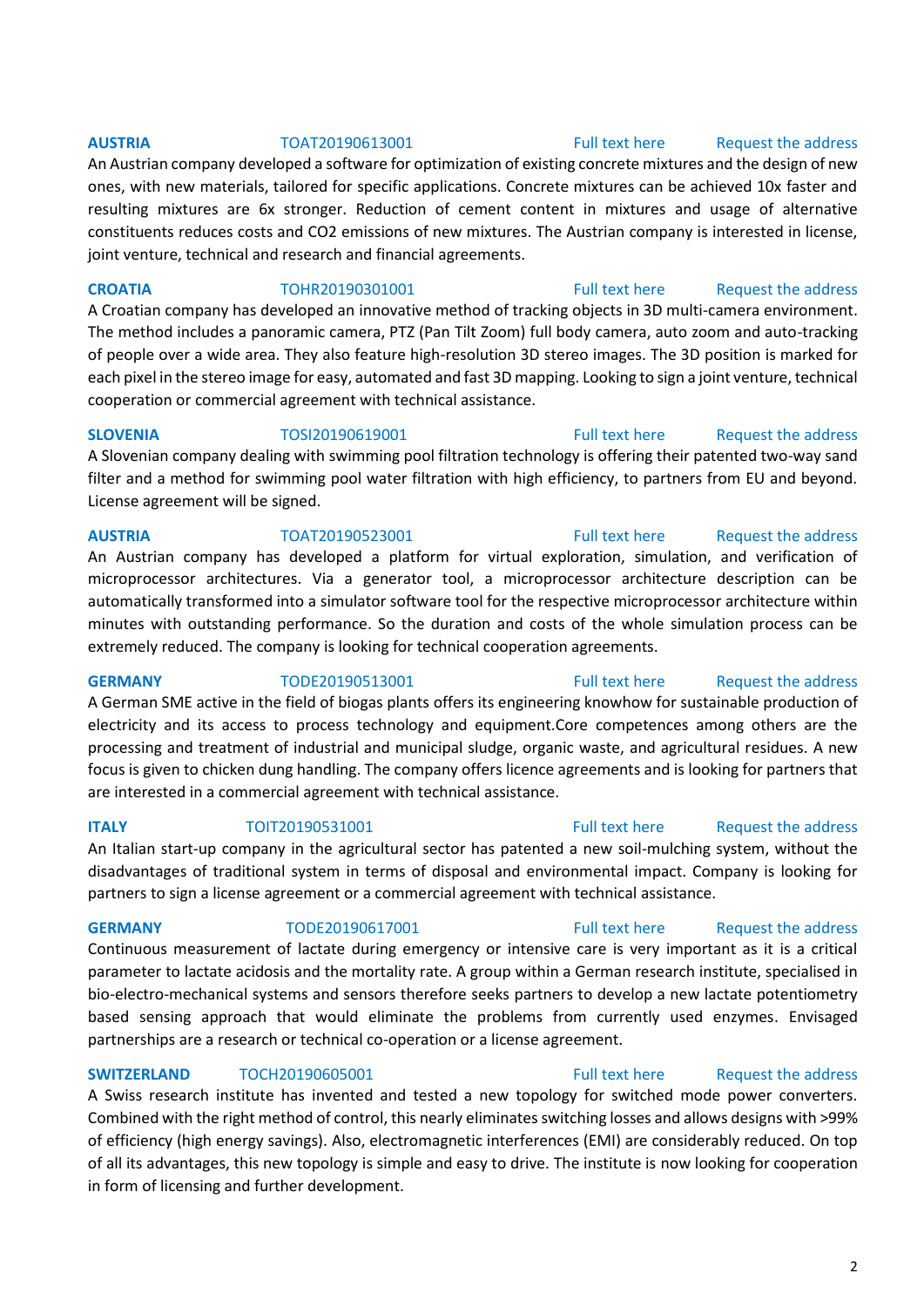**AUSTRIA** TOAT20190613001 Full text here Request the address

An Austrian company developed a software for optimization of existing concrete mixtures and the design of new ones, with new materials, tailored for specific applications. Concrete mixtures can be achieved 10x faster and resulting mixtures are 6x stronger. Reduction of cement content in mixtures and usage of alternative constituents reduces costs and $CO_2$ emissions of new mixtures. The Austrian company is interested in license, joint venture, technical and research and financial agreements.

**CROATIA** TOHR20190301001 Full text here Request the address

A Croatian company has developed an innovative method of tracking objects in 3D multi-camera environment. The method includes a panoramic camera, PTZ (Pan Tilt Zoom) full body camera, auto zoom and auto-tracking of people over a wide area. They also feature high-resolution 3D stereo images. The 3D position is marked for each pixel in the stereo image for easy, automated and fast 3D mapping. Looking to sign a joint venture, technical cooperation or commercial agreement with technical assistance.

**SLOVENIA** TOSI20190619001 Full text here Request the address

A Slovenian company dealing with swimming pool filtration technology is offering their patented two-way sand filter and a method for swimming pool water filtration with high efficiency, to partners from EU and beyond. License agreement will be signed.

**AUSTRIA** TOAT20190523001 Full text here Request the address

An Austrian company has developed a platform for virtual exploration, simulation, and verification of microprocessor architectures. Via a generator tool, a microprocessor architecture description can be automatically transformed into a simulator software tool for the respective microprocessor architecture within minutes with outstanding performance. So the duration and costs of the whole simulation process can be extremely reduced. The company is looking for technical cooperation agreements.

**GERMANY** TODE20190513001 Full text here Request the address

A German SME active in the field of biogas plants offers its engineering knowhow for sustainable production of electricity and its access to process technology and equipment.Core competences among others are the processing and treatment of industrial and municipal sludge, organic waste, and agricultural residues. A new focus is given to chicken dung handling. The company offers licence agreements and is looking for partners that are interested in a commercial agreement with technical assistance.

**ITALY** TOIT20190531001 Full text here Request the address

An Italian start-up company in the agricultural sector has patented a new soil-mulching system, without the disadvantages of traditional system in terms of disposal and environmental impact. Company is looking for partners to sign a license agreement or a commercial agreement with technical assistance.

**GERMANY** TODE20190617001 Full text here Request the address

Continuous measurement of lactate during emergency or intensive care is very important as it is a critical parameter to lactate acidosis and the mortality rate. A group within a German research institute, specialised in bio-electro-mechanical systems and sensors therefore seeks partners to develop a new lactate potentiometry based sensing approach that would eliminate the problems from currently used enzymes. Envisaged partnerships are a research or technical co-operation or a license agreement.

**SWITZERLAND** TOCH20190605001 Full text here Request the address

A Swiss research institute has invented and tested a new topology for switched mode power converters. Combined with the right method of control, this nearly eliminates switching losses and allows designs with >99% of efficiency (high energy savings). Also, electromagnetic interferences (EMI) are considerably reduced. On top of all its advantages, this new topology is simple and easy to drive. The institute is now looking for cooperation in form of licensing and further development.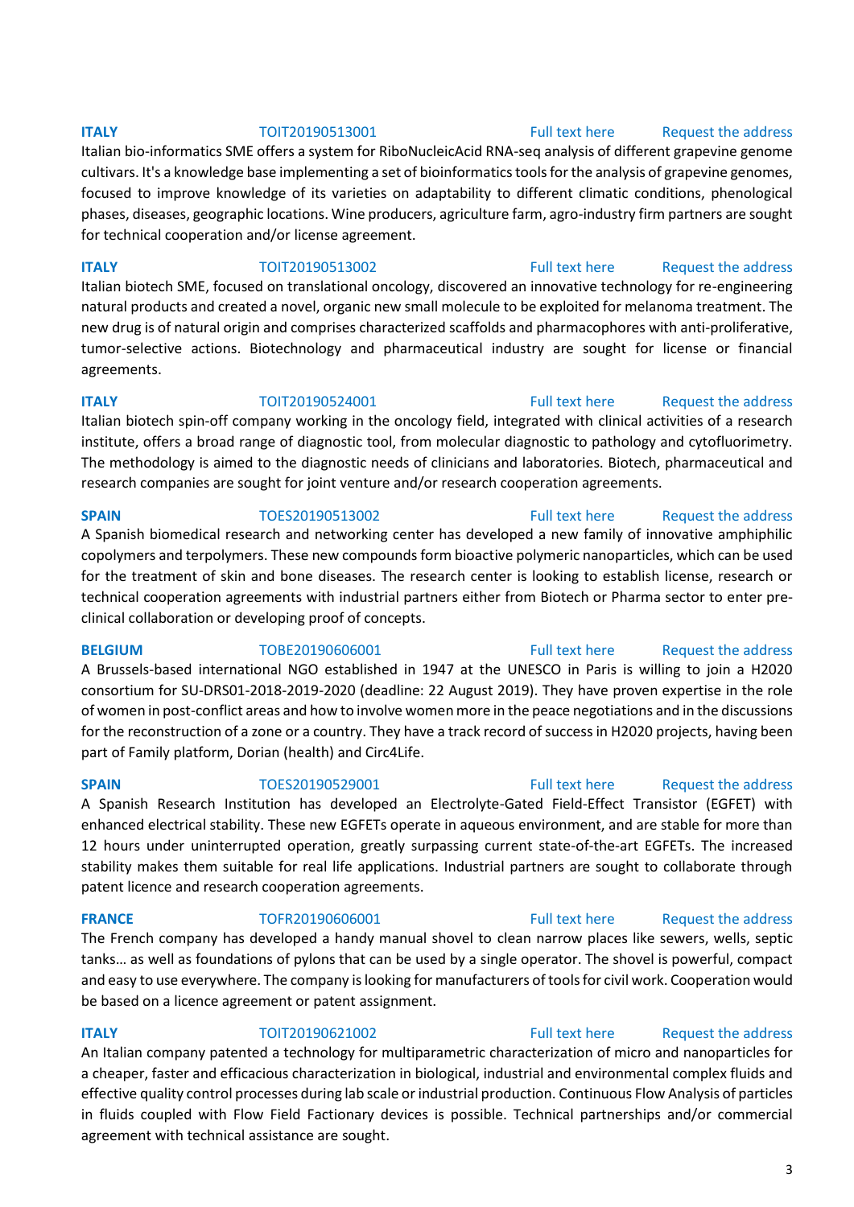**ITALY** TOIT20190513001 Full text here Request the address

Italian bio-informatics SME offers a system for RiboNucleicAcid RNA-seq analysis of different grapevine genome cultivars. It's a knowledge base implementing a set of bioinformatics tools for the analysis of grapevine genomes, focused to improve knowledge of its varieties on adaptability to different climatic conditions, phenological phases, diseases, geographic locations. Wine producers, agriculture farm, agro-industry firm partners are sought for technical cooperation and/or license agreement.

**ITALY** TOIT20190513002 Full text here Request the address

Italian biotech SME, focused on translational oncology, discovered an innovative technology for re-engineering natural products and created a novel, organic new small molecule to be exploited for melanoma treatment. The new drug is of natural origin and comprises characterized scaffolds and pharmacophores with anti-proliferative, tumor-selective actions. Biotechnology and pharmaceutical industry are sought for license or financial agreements.

**ITALY** TOIT20190524001 Full text here Request the address

Italian biotech spin-off company working in the oncology field, integrated with clinical activities of a research institute, offers a broad range of diagnostic tool, from molecular diagnostic to pathology and cytofluorimetry. The methodology is aimed to the diagnostic needs of clinicians and laboratories. Biotech, pharmaceutical and research companies are sought for joint venture and/or research cooperation agreements.

**SPAIN** TOES20190513002 Full text here Request the address

A Spanish biomedical research and networking center has developed a new family of innovative amphiphilic copolymers and terpolymers. These new compounds form bioactive polymeric nanoparticles, which can be used for the treatment of skin and bone diseases. The research center is looking to establish license, research or technical cooperation agreements with industrial partners either from Biotech or Pharma sector to enter pre-clinical collaboration or developing proof of concepts.

**BELGIUM** TOBE20190606001 Full text here Request the address

A Brussels-based international NGO established in 1947 at the UNESCO in Paris is willing to join a H2020 consortium for SU-DRS01-2018-2019-2020 (deadline: 22 August 2019). They have proven expertise in the role of women in post-conflict areas and how to involve women more in the peace negotiations and in the discussions for the reconstruction of a zone or a country. They have a track record of success in H2020 projects, having been part of Family platform, Dorian (health) and Circ4Life.

**SPAIN** TOES20190529001 Full text here Request the address

A Spanish Research Institution has developed an Electrolyte-Gated Field-Effect Transistor (EGFET) with enhanced electrical stability. These new EGFETs operate in aqueous environment, and are stable for more than 12 hours under uninterrupted operation, greatly surpassing current state-of-the-art EGFETs. The increased stability makes them suitable for real life applications. Industrial partners are sought to collaborate through patent licence and research cooperation agreements.

**FRANCE** TOFR20190606001 Full text here Request the address

The French company has developed a handy manual shovel to clean narrow places like sewers, wells, septic tanks… as well as foundations of pylons that can be used by a single operator. The shovel is powerful, compact and easy to use everywhere. The company is looking for manufacturers of tools for civil work. Cooperation would be based on a licence agreement or patent assignment.

**ITALY** TOIT20190621002 Full text here Request the address

An Italian company patented a technology for multiparametric characterization of micro and nanoparticles for a cheaper, faster and efficacious characterization in biological, industrial and environmental complex fluids and effective quality control processes during lab scale or industrial production. Continuous Flow Analysis of particles in fluids coupled with Flow Field Factionary devices is possible. Technical partnerships and/or commercial agreement with technical assistance are sought.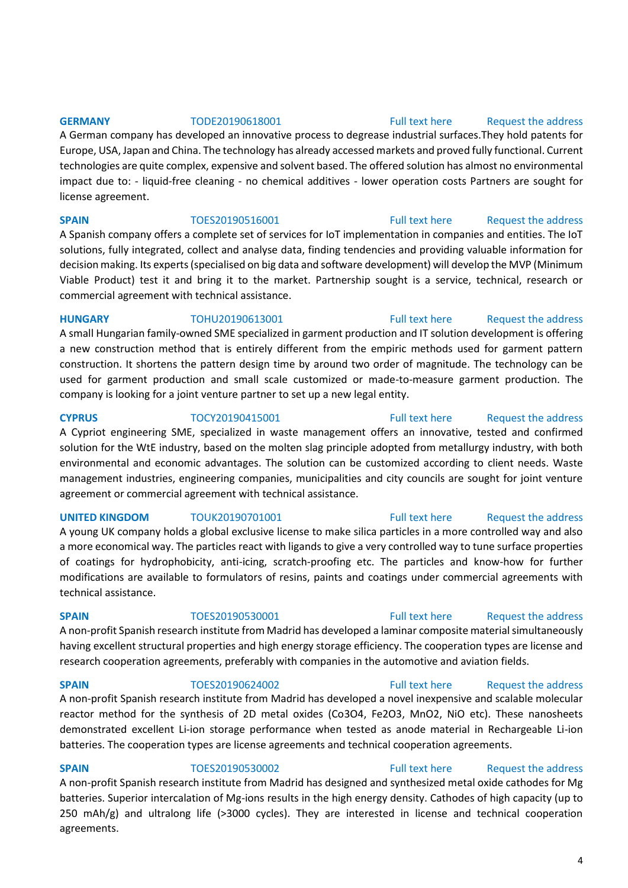**GERMANY** TODE20190618001 Full text here Request the address

A German company has developed an innovative process to degrease industrial surfaces.They hold patents for Europe, USA, Japan and China. The technology has already accessed markets and proved fully functional. Current technologies are quite complex, expensive and solvent based. The offered solution has almost no environmental impact due to: - liquid-free cleaning - no chemical additives - lower operation costs Partners are sought for license agreement.

**SPAIN** TOES20190516001 Full text here Request the address

A Spanish company offers a complete set of services for IoT implementation in companies and entities. The IoT solutions, fully integrated, collect and analyse data, finding tendencies and providing valuable information for decision making. Its experts (specialised on big data and software development) will develop the MVP (Minimum Viable Product) test it and bring it to the market. Partnership sought is a service, technical, research or commercial agreement with technical assistance.

**HUNGARY** TOHU20190613001 Full text here Request the address

A small Hungarian family-owned SME specialized in garment production and IT solution development is offering a new construction method that is entirely different from the empiric methods used for garment pattern construction. It shortens the pattern design time by around two order of magnitude. The technology can be used for garment production and small scale customized or made-to-measure garment production. The company is looking for a joint venture partner to set up a new legal entity.

**CYPRUS** TOCY20190415001 Full text here Request the address

A Cypriot engineering SME, specialized in waste management offers an innovative, tested and confirmed solution for the WtE industry, based on the molten slag principle adopted from metallurgy industry, with both environmental and economic advantages. The solution can be customized according to client needs. Waste management industries, engineering companies, municipalities and city councils are sought for joint venture agreement or commercial agreement with technical assistance.

**UNITED KINGDOM** TOUK20190701001 Full text here Request the address

A young UK company holds a global exclusive license to make silica particles in a more controlled way and also a more economical way. The particles react with ligands to give a very controlled way to tune surface properties of coatings for hydrophobicity, anti-icing, scratch-proofing etc. The particles and know-how for further modifications are available to formulators of resins, paints and coatings under commercial agreements with technical assistance.

**SPAIN** TOES20190530001 Full text here Request the address

A non-profit Spanish research institute from Madrid has developed a laminar composite material simultaneously having excellent structural properties and high energy storage efficiency. The cooperation types are license and research cooperation agreements, preferably with companies in the automotive and aviation fields.

**SPAIN** TOES20190624002 Full text here Request the address

A non-profit Spanish research institute from Madrid has developed a novel inexpensive and scalable molecular reactor method for the synthesis of 2D metal oxides ($Co_3O_4$, $Fe_2O_3$, $MnO_2$, NiO etc). These nanosheets demonstrated excellent Li-ion storage performance when tested as anode material in Rechargeable Li-ion batteries. The cooperation types are license agreements and technical cooperation agreements.

**SPAIN** TOES20190530002 Full text here Request the address

A non-profit Spanish research institute from Madrid has designed and synthesized metal oxide cathodes for Mg batteries. Superior intercalation of Mg-ions results in the high energy density. Cathodes of high capacity (up to 250 mAh/g) and ultralong life (>3000 cycles). They are interested in license and technical cooperation agreements.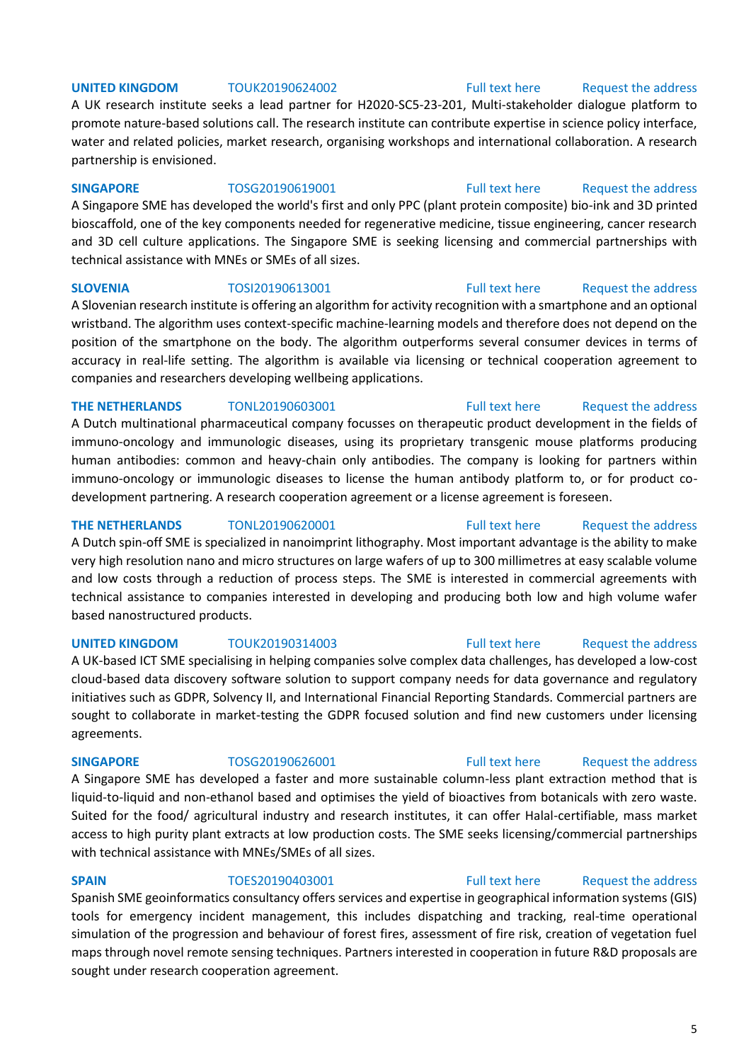**UNITED KINGDOM** TOUK20190624002 Full text here Request the address

A UK research institute seeks a lead partner for H2020-SC5-23-201, Multi-stakeholder dialogue platform to promote nature-based solutions call. The research institute can contribute expertise in science policy interface, water and related policies, market research, organising workshops and international collaboration. A research partnership is envisioned.

**SINGAPORE** TOSG20190619001 Full text here Request the address

A Singapore SME has developed the world's first and only PPC (plant protein composite) bio-ink and 3D printed bioscaffold, one of the key components needed for regenerative medicine, tissue engineering, cancer research and 3D cell culture applications. The Singapore SME is seeking licensing and commercial partnerships with technical assistance with MNEs or SMEs of all sizes.

**SLOVENIA** TOSI20190613001 Full text here Request the address

A Slovenian research institute is offering an algorithm for activity recognition with a smartphone and an optional wristband. The algorithm uses context-specific machine-learning models and therefore does not depend on the position of the smartphone on the body. The algorithm outperforms several consumer devices in terms of accuracy in real-life setting. The algorithm is available via licensing or technical cooperation agreement to companies and researchers developing wellbeing applications.

**THE NETHERLANDS** TONL20190603001 Full text here Request the address

A Dutch multinational pharmaceutical company focusses on therapeutic product development in the fields of immuno-oncology and immunologic diseases, using its proprietary transgenic mouse platforms producing human antibodies: common and heavy-chain only antibodies. The company is looking for partners within immuno-oncology or immunologic diseases to license the human antibody platform to, or for product co-development partnering. A research cooperation agreement or a license agreement is foreseen.

**THE NETHERLANDS** TONL20190620001 Full text here Request the address

A Dutch spin-off SME is specialized in nanoimprint lithography. Most important advantage is the ability to make very high resolution nano and micro structures on large wafers of up to 300 millimetres at easy scalable volume and low costs through a reduction of process steps. The SME is interested in commercial agreements with technical assistance to companies interested in developing and producing both low and high volume wafer based nanostructured products.

**UNITED KINGDOM** TOUK20190314003 Full text here Request the address

A UK-based ICT SME specialising in helping companies solve complex data challenges, has developed a low-cost cloud-based data discovery software solution to support company needs for data governance and regulatory initiatives such as GDPR, Solvency II, and International Financial Reporting Standards. Commercial partners are sought to collaborate in market-testing the GDPR focused solution and find new customers under licensing agreements.

**SINGAPORE** TOSG20190626001 Full text here Request the address

A Singapore SME has developed a faster and more sustainable column-less plant extraction method that is liquid-to-liquid and non-ethanol based and optimises the yield of bioactives from botanicals with zero waste. Suited for the food/ agricultural industry and research institutes, it can offer Halal-certifiable, mass market access to high purity plant extracts at low production costs. The SME seeks licensing/commercial partnerships with technical assistance with MNEs/SMEs of all sizes.

**SPAIN** TOES20190403001 Full text here Request the address

Spanish SME geoinformatics consultancy offers services and expertise in geographical information systems (GIS) tools for emergency incident management, this includes dispatching and tracking, real-time operational simulation of the progression and behaviour of forest fires, assessment of fire risk, creation of vegetation fuel maps through novel remote sensing techniques. Partners interested in cooperation in future R&D proposals are sought under research cooperation agreement.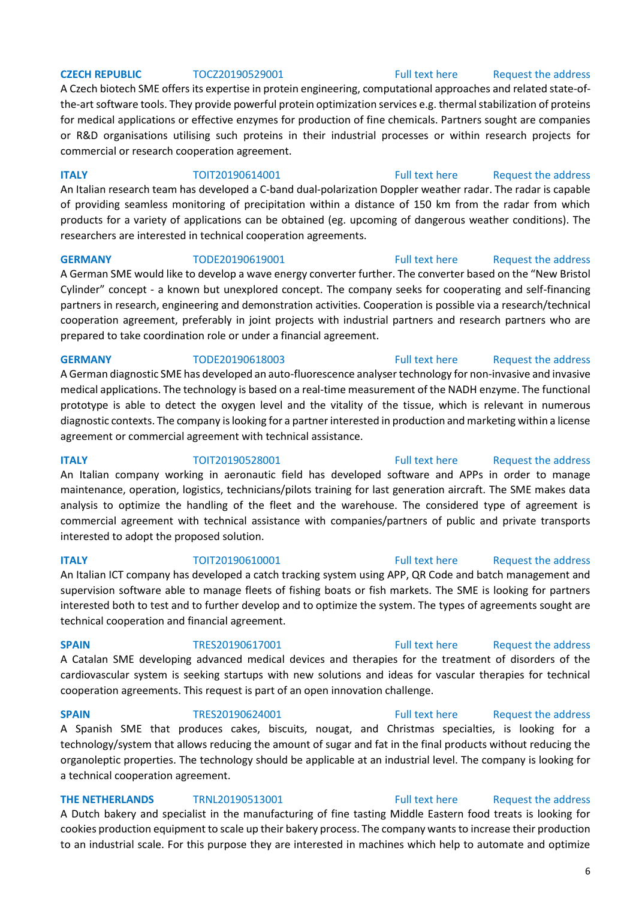**CZECH REPUBLIC** TOCZ20190529001 Full text here Request the address

A Czech biotech SME offers its expertise in protein engineering, computational approaches and related state-of-the-art software tools. They provide powerful protein optimization services e.g. thermal stabilization of proteins for medical applications or effective enzymes for production of fine chemicals. Partners sought are companies or R&D organisations utilising such proteins in their industrial processes or within research projects for commercial or research cooperation agreement.

**ITALY** TOIT20190614001 Full text here Request the address

An Italian research team has developed a C-band dual-polarization Doppler weather radar. The radar is capable of providing seamless monitoring of precipitation within a distance of 150 km from the radar from which products for a variety of applications can be obtained (eg. upcoming of dangerous weather conditions). The researchers are interested in technical cooperation agreements.

**GERMANY** TODE20190619001 Full text here Request the address

A German SME would like to develop a wave energy converter further. The converter based on the "New Bristol Cylinder" concept - a known but unexplored concept. The company seeks for cooperating and self-financing partners in research, engineering and demonstration activities. Cooperation is possible via a research/technical cooperation agreement, preferably in joint projects with industrial partners and research partners who are prepared to take coordination role or under a financial agreement.

**GERMANY** TODE20190618003 Full text here Request the address

A German diagnostic SME has developed an auto-fluorescence analyser technology for non-invasive and invasive medical applications. The technology is based on a real-time measurement of the NADH enzyme. The functional prototype is able to detect the oxygen level and the vitality of the tissue, which is relevant in numerous diagnostic contexts. The company is looking for a partner interested in production and marketing within a license agreement or commercial agreement with technical assistance.

**ITALY** TOIT20190528001 Full text here Request the address

An Italian company working in aeronautic field has developed software and APPs in order to manage maintenance, operation, logistics, technicians/pilots training for last generation aircraft. The SME makes data analysis to optimize the handling of the fleet and the warehouse. The considered type of agreement is commercial agreement with technical assistance with companies/partners of public and private transports interested to adopt the proposed solution.

**ITALY** TOIT20190610001 Full text here Request the address

An Italian ICT company has developed a catch tracking system using APP, QR Code and batch management and supervision software able to manage fleets of fishing boats or fish markets. The SME is looking for partners interested both to test and to further develop and to optimize the system. The types of agreements sought are technical cooperation and financial agreement.

**SPAIN** TRES20190617001 Full text here Request the address

A Catalan SME developing advanced medical devices and therapies for the treatment of disorders of the cardiovascular system is seeking startups with new solutions and ideas for vascular therapies for technical cooperation agreements. This request is part of an open innovation challenge.

**SPAIN** TRES20190624001 Full text here Request the address

A Spanish SME that produces cakes, biscuits, nougat, and Christmas specialties, is looking for a technology/system that allows reducing the amount of sugar and fat in the final products without reducing the organoleptic properties. The technology should be applicable at an industrial level. The company is looking for a technical cooperation agreement.

**THE NETHERLANDS** TRNL20190513001 Full text here Request the address

A Dutch bakery and specialist in the manufacturing of fine tasting Middle Eastern food treats is looking for cookies production equipment to scale up their bakery process. The company wants to increase their production to an industrial scale. For this purpose they are interested in machines which help to automate and optimize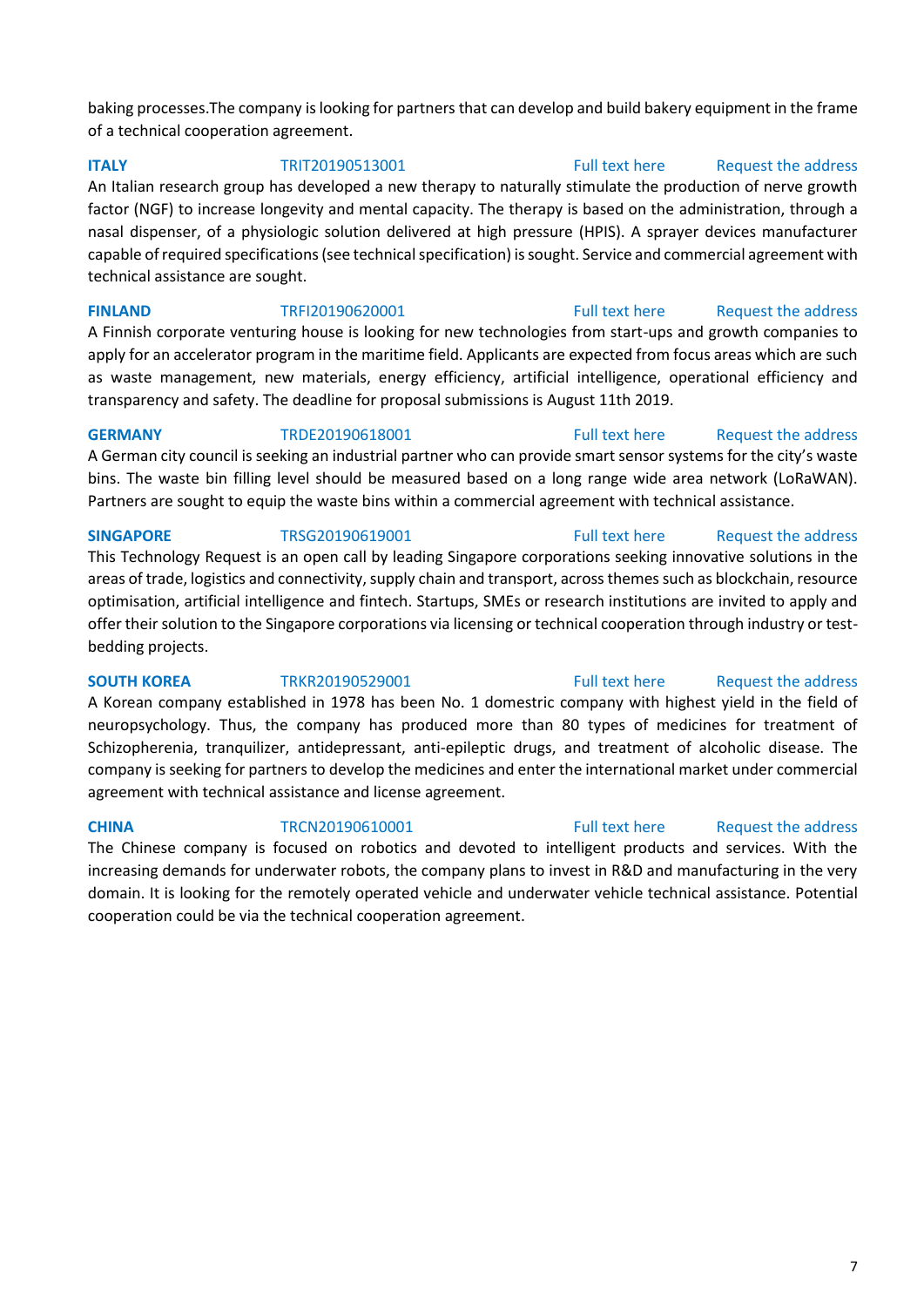baking processes.The company is looking for partners that can develop and build bakery equipment in the frame of a technical cooperation agreement.

**ITALY** TRIT20190513001 Full text here Request the address

An Italian research group has developed a new therapy to naturally stimulate the production of nerve growth factor (NGF) to increase longevity and mental capacity. The therapy is based on the administration, through a nasal dispenser, of a physiologic solution delivered at high pressure (HPIS). A sprayer devices manufacturer capable of required specifications (see technical specification) is sought. Service and commercial agreement with technical assistance are sought.

**FINLAND** TRFI20190620001 Full text here Request the address

A Finnish corporate venturing house is looking for new technologies from start-ups and growth companies to apply for an accelerator program in the maritime field. Applicants are expected from focus areas which are such as waste management, new materials, energy efficiency, artificial intelligence, operational efficiency and transparency and safety. The deadline for proposal submissions is August 11th 2019.

**GERMANY** TRDE20190618001 Full text here Request the address

A German city council is seeking an industrial partner who can provide smart sensor systems for the city's waste bins. The waste bin filling level should be measured based on a long range wide area network (LoRaWAN). Partners are sought to equip the waste bins within a commercial agreement with technical assistance.

**SINGAPORE** TRSG20190619001 Full text here Request the address

This Technology Request is an open call by leading Singapore corporations seeking innovative solutions in the areas of trade, logistics and connectivity, supply chain and transport, across themes such as blockchain, resource optimisation, artificial intelligence and fintech. Startups, SMEs or research institutions are invited to apply and offer their solution to the Singapore corporations via licensing or technical cooperation through industry or test-bedding projects.

**SOUTH KOREA** TRKR20190529001 Full text here Request the address

A Korean company established in 1978 has been No. 1 domestic company with highest yield in the field of neuropsychology. Thus, the company has produced more than 80 types of medicines for treatment of Schizopherenia, tranquilizer, antidepressant, anti-epileptic drugs, and treatment of alcoholic disease. The company is seeking for partners to develop the medicines and enter the international market under commercial agreement with technical assistance and license agreement.

**CHINA** TRCN20190610001 Full text here Request the address

The Chinese company is focused on robotics and devoted to intelligent products and services. With the increasing demands for underwater robots, the company plans to invest in R&D and manufacturing in the very domain. It is looking for the remotely operated vehicle and underwater vehicle technical assistance. Potential cooperation could be via the technical cooperation agreement.